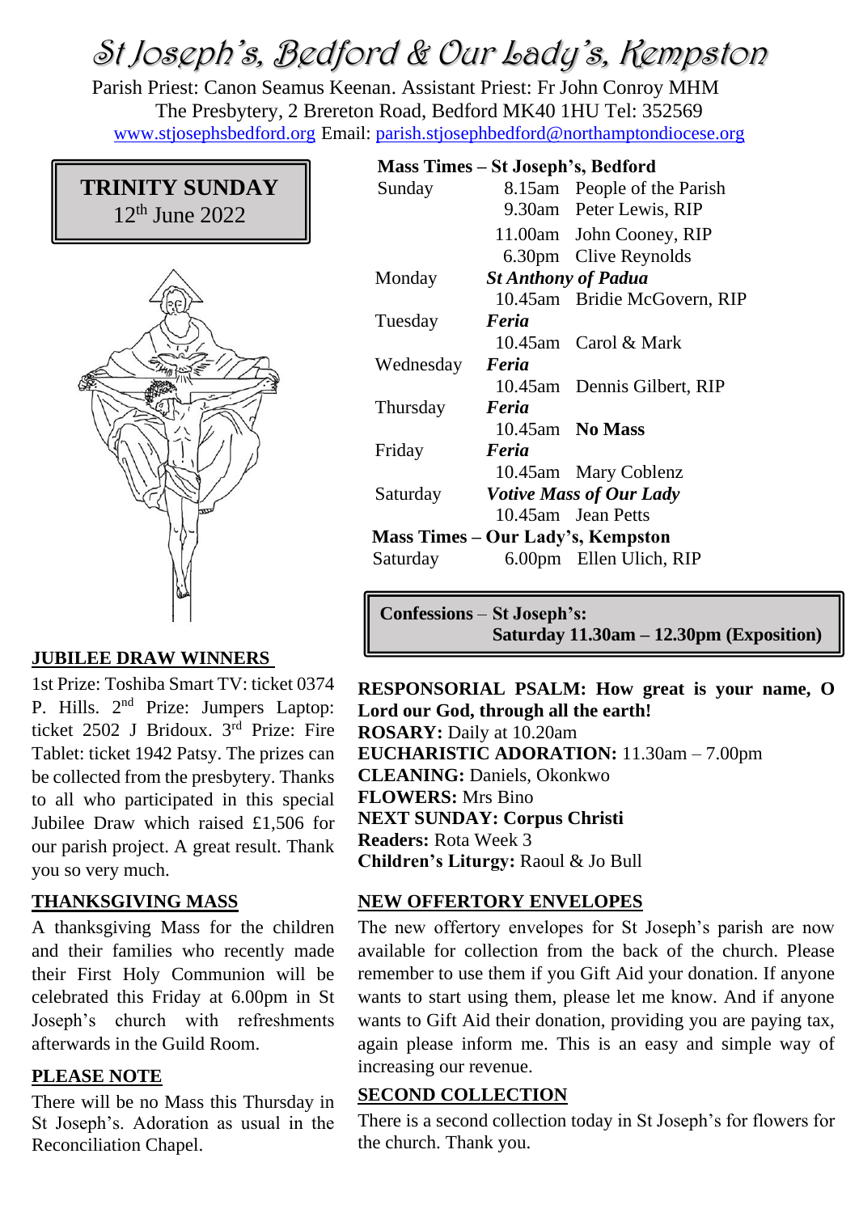# St Joseph's, Bedford & Our Lady's, Kempston

Parish Priest: Canon Seamus Keenan. Assistant Priest: Fr John Conroy MHM
The Presbytery, 2 Brereton Road, Bedford MK40 1HU Tel: 352569
www.stjosephsbedford.org Email: parish.stjosephbedford@northamptondiocese.org

**TRINITY SUNDAY**
12th June 2022

**Mass Times – St Joseph's, Bedford**

| | | |
|---|---|---|
| Sunday | 8.15am | People of the Parish |
| | 9.30am | Peter Lewis, RIP |
| | 11.00am | John Cooney, RIP |
| | 6.30pm | Clive Reynolds |
| Monday | ***St Anthony of Padua*** | |
| | 10.45am | Bridie McGovern, RIP |
| Tuesday | ***Feria*** | |
| | 10.45am | Carol & Mark |
| Wednesday | ***Feria*** | |
| | 10.45am | Dennis Gilbert, RIP |
| Thursday | ***Feria*** | |
| | 10.45am | **No Mass** |
| Friday | ***Feria*** | |
| | 10.45am | Mary Coblenz |
| Saturday | ***Votive Mass of Our Lady*** | |
| | 10.45am | Jean Petts |

**Mass Times – Our Lady's, Kempston**

| | | |
|---|---|---|
| Saturday | 6.00pm | Ellen Ulich, RIP |

**Confessions** – **St Joseph's:**
**Saturday 11.30am – 12.30pm (Exposition)**

## JUBILEE DRAW WINNERS

1st Prize: Toshiba Smart TV: ticket 0374 P. Hills. 2nd Prize: Jumpers Laptop: ticket 2502 J Bridoux. 3rd Prize: Fire Tablet: ticket 1942 Patsy. The prizes can be collected from the presbytery. Thanks to all who participated in this special Jubilee Draw which raised £1,506 for our parish project. A great result. Thank you so very much.

## THANKSGIVING MASS

A thanksgiving Mass for the children and their families who recently made their First Holy Communion will be celebrated this Friday at 6.00pm in St Joseph's church with refreshments afterwards in the Guild Room.

## PLEASE NOTE

There will be no Mass this Thursday in St Joseph's. Adoration as usual in the Reconciliation Chapel.

**RESPONSORIAL PSALM: How great is your name, O Lord our God, through all the earth!**
**ROSARY:** Daily at 10.20am
**EUCHARISTIC ADORATION:** 11.30am – 7.00pm
**CLEANING:** Daniels, Okonkwo
**FLOWERS:** Mrs Bino
**NEXT SUNDAY: Corpus Christi**
**Readers:** Rota Week 3
**Children's Liturgy:** Raoul & Jo Bull

## NEW OFFERTORY ENVELOPES

The new offertory envelopes for St Joseph's parish are now available for collection from the back of the church. Please remember to use them if you Gift Aid your donation. If anyone wants to start using them, please let me know. And if anyone wants to Gift Aid their donation, providing you are paying tax, again please inform me. This is an easy and simple way of increasing our revenue.

## SECOND COLLECTION

There is a second collection today in St Joseph's for flowers for the church. Thank you.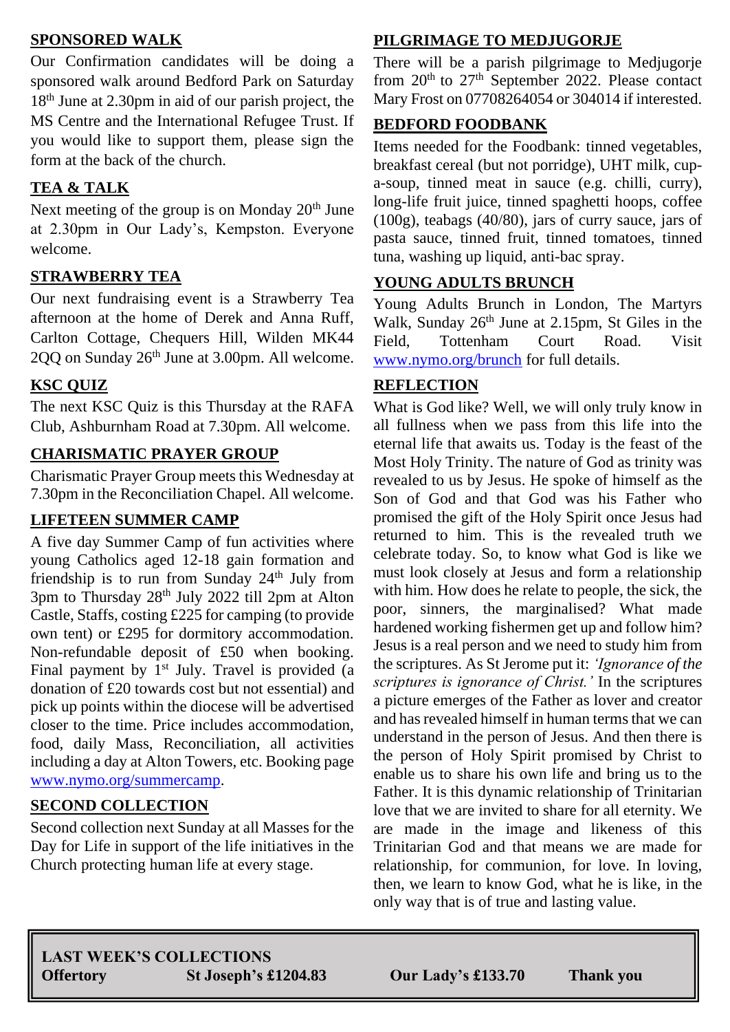## SPONSORED WALK

Our Confirmation candidates will be doing a sponsored walk around Bedford Park on Saturday 18th June at 2.30pm in aid of our parish project, the MS Centre and the International Refugee Trust. If you would like to support them, please sign the form at the back of the church.

## TEA & TALK

Next meeting of the group is on Monday 20th June at 2.30pm in Our Lady's, Kempston. Everyone welcome.

## STRAWBERRY TEA

Our next fundraising event is a Strawberry Tea afternoon at the home of Derek and Anna Ruff, Carlton Cottage, Chequers Hill, Wilden MK44 2QQ on Sunday 26th June at 3.00pm. All welcome.

## KSC QUIZ

The next KSC Quiz is this Thursday at the RAFA Club, Ashburnham Road at 7.30pm. All welcome.

## CHARISMATIC PRAYER GROUP

Charismatic Prayer Group meets this Wednesday at 7.30pm in the Reconciliation Chapel. All welcome.

## LIFETEEN SUMMER CAMP

A five day Summer Camp of fun activities where young Catholics aged 12-18 gain formation and friendship is to run from Sunday 24th July from 3pm to Thursday 28th July 2022 till 2pm at Alton Castle, Staffs, costing £225 for camping (to provide own tent) or £295 for dormitory accommodation. Non-refundable deposit of £50 when booking. Final payment by 1st July. Travel is provided (a donation of £20 towards cost but not essential) and pick up points within the diocese will be advertised closer to the time. Price includes accommodation, food, daily Mass, Reconciliation, all activities including a day at Alton Towers, etc. Booking page www.nymo.org/summercamp.

## SECOND COLLECTION

Second collection next Sunday at all Masses for the Day for Life in support of the life initiatives in the Church protecting human life at every stage.

## PILGRIMAGE TO MEDJUGORJE

There will be a parish pilgrimage to Medjugorje from 20th to 27th September 2022. Please contact Mary Frost on 07708264054 or 304014 if interested.

## BEDFORD FOODBANK

Items needed for the Foodbank: tinned vegetables, breakfast cereal (but not porridge), UHT milk, cup-a-soup, tinned meat in sauce (e.g. chilli, curry), long-life fruit juice, tinned spaghetti hoops, coffee (100g), teabags (40/80), jars of curry sauce, jars of pasta sauce, tinned fruit, tinned tomatoes, tinned tuna, washing up liquid, anti-bac spray.

## YOUNG ADULTS BRUNCH

Young Adults Brunch in London, The Martyrs Walk, Sunday 26th June at 2.15pm, St Giles in the Field, Tottenham Court Road. Visit www.nymo.org/brunch for full details.

## REFLECTION

What is God like? Well, we will only truly know in all fullness when we pass from this life into the eternal life that awaits us. Today is the feast of the Most Holy Trinity. The nature of God as trinity was revealed to us by Jesus. He spoke of himself as the Son of God and that God was his Father who promised the gift of the Holy Spirit once Jesus had returned to him. This is the revealed truth we celebrate today. So, to know what God is like we must look closely at Jesus and form a relationship with him. How does he relate to people, the sick, the poor, sinners, the marginalised? What made hardened working fishermen get up and follow him? Jesus is a real person and we need to study him from the scriptures. As St Jerome put it: *'Ignorance of the scriptures is ignorance of Christ.'* In the scriptures a picture emerges of the Father as lover and creator and has revealed himself in human terms that we can understand in the person of Jesus. And then there is the person of Holy Spirit promised by Christ to enable us to share his own life and bring us to the Father. It is this dynamic relationship of Trinitarian love that we are invited to share for all eternity. We are made in the image and likeness of this Trinitarian God and that means we are made for relationship, for communion, for love. In loving, then, we learn to know God, what he is like, in the only way that is of true and lasting value.

**LAST WEEK'S COLLECTIONS**

**Offertory** **St Joseph's £1204.83** **Our Lady's £133.70** **Thank you**